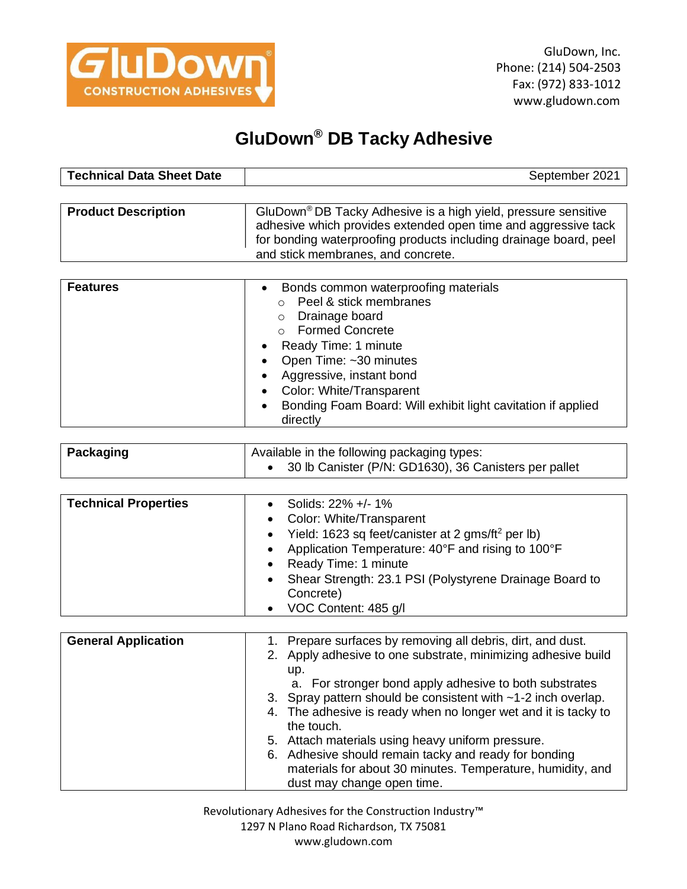GluDown, Inc.
Phone: (214) 504-2503
Fax: (972) 833-1012
www.gludown.com

# GluDown® DB Tacky Adhesive

| Technical Data Sheet Date | September 2021 |
|---|---|

| Product Description | GluDown® DB Tacky Adhesive is a high yield, pressure sensitive adhesive which provides extended open time and aggressive tack for bonding waterproofing products including drainage board, peel and stick membranes, and concrete. |
|---|---|

**Features**

- Bonds common waterproofing materials
  - Peel & stick membranes
  - Drainage board
  - Formed Concrete
- Ready Time: 1 minute
- Open Time: ~30 minutes
- Aggressive, instant bond
- Color: White/Transparent
- Bonding Foam Board: Will exhibit light cavitation if applied directly

**Packaging**

Available in the following packaging types:

- 30 lb Canister (P/N: GD1630), 36 Canisters per pallet

**Technical Properties**

- Solids: 22% +/- 1%
- Color: White/Transparent
- Yield: 1623 sq feet/canister at 2 gms/ft$^2$ per lb)
- Application Temperature: 40°F and rising to 100°F
- Ready Time: 1 minute
- Shear Strength: 23.1 PSI (Polystyrene Drainage Board to Concrete)
- VOC Content: 485 g/l

**General Application**

1. Prepare surfaces by removing all debris, dirt, and dust.
2. Apply adhesive to one substrate, minimizing adhesive build up.
   a. For stronger bond apply adhesive to both substrates
3. Spray pattern should be consistent with ~1-2 inch overlap.
4. The adhesive is ready when no longer wet and it is tacky to the touch.
5. Attach materials using heavy uniform pressure.
6. Adhesive should remain tacky and ready for bonding materials for about 30 minutes. Temperature, humidity, and dust may change open time.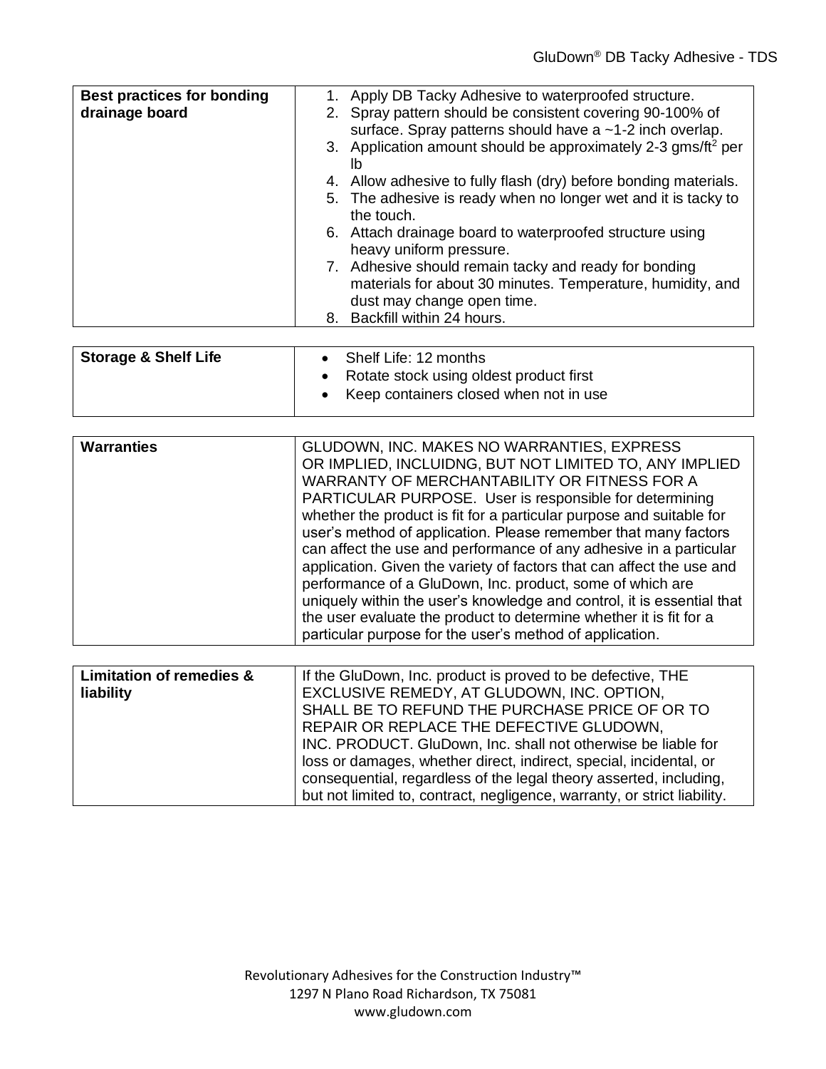| | |
|---|---|
| **Best practices for bonding drainage board** | 1. Apply DB Tacky Adhesive to waterproofed structure.<br>2. Spray pattern should be consistent covering 90-100% of surface. Spray patterns should have a ~1-2 inch overlap.<br>3. Application amount should be approximately 2-3 gms/ft$^2$ per lb<br>4. Allow adhesive to fully flash (dry) before bonding materials.<br>5. The adhesive is ready when no longer wet and it is tacky to the touch.<br>6. Attach drainage board to waterproofed structure using heavy uniform pressure.<br>7. Adhesive should remain tacky and ready for bonding materials for about 30 minutes. Temperature, humidity, and dust may change open time.<br>8. Backfill within 24 hours. |

| | |
|---|---|
| **Storage & Shelf Life** | • Shelf Life: 12 months<br>• Rotate stock using oldest product first<br>• Keep containers closed when not in use |

| | |
|---|---|
| **Warranties** | GLUDOWN, INC. MAKES NO WARRANTIES, EXPRESS OR IMPLIED, INCLUIDNG, BUT NOT LIMITED TO, ANY IMPLIED WARRANTY OF MERCHANTABILITY OR FITNESS FOR A PARTICULAR PURPOSE. User is responsible for determining whether the product is fit for a particular purpose and suitable for user's method of application. Please remember that many factors can affect the use and performance of any adhesive in a particular application. Given the variety of factors that can affect the use and performance of a GluDown, Inc. product, some of which are uniquely within the user's knowledge and control, it is essential that the user evaluate the product to determine whether it is fit for a particular purpose for the user's method of application. |

| | |
|---|---|
| **Limitation of remedies & liability** | If the GluDown, Inc. product is proved to be defective, THE EXCLUSIVE REMEDY, AT GLUDOWN, INC. OPTION, SHALL BE TO REFUND THE PURCHASE PRICE OF OR TO REPAIR OR REPLACE THE DEFECTIVE GLUDOWN, INC. PRODUCT. GluDown, Inc. shall not otherwise be liable for loss or damages, whether direct, indirect, special, incidental, or consequential, regardless of the legal theory asserted, including, but not limited to, contract, negligence, warranty, or strict liability. |